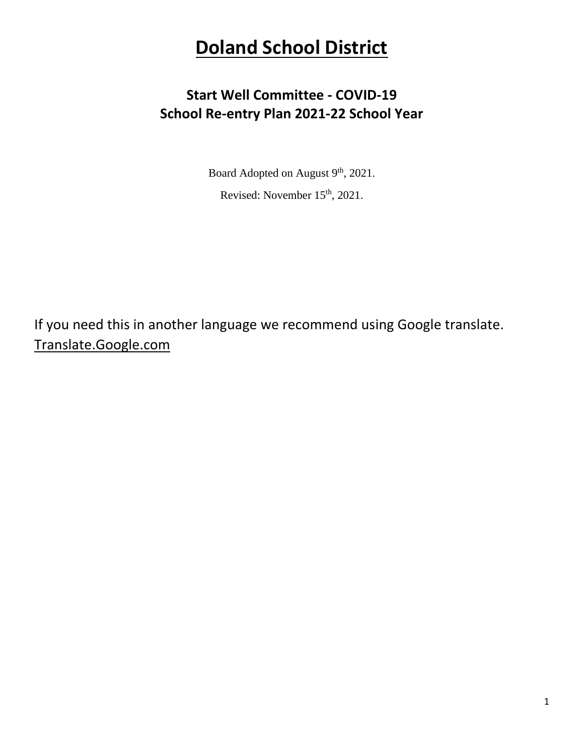# Doland School District

## Start Well Committee - COVID-19
## School Re-entry Plan 2021-22 School Year

Board Adopted on August 9th, 2021.

Revised: November 15th, 2021.

If you need this in another language we recommend using Google translate.
Translate.Google.com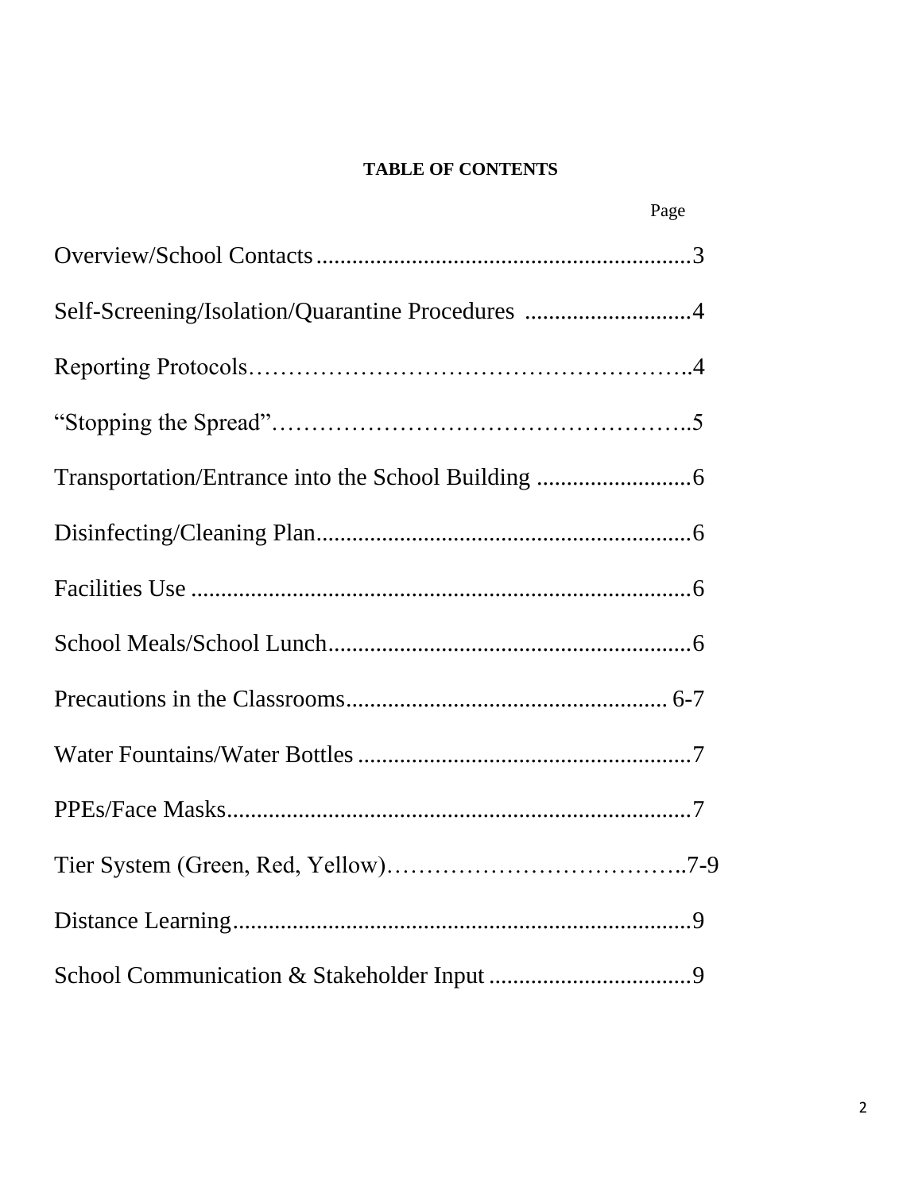**TABLE OF CONTENTS**

| | Page |
|---|---|
| Overview/School Contacts | 3 |
| Self-Screening/Isolation/Quarantine Procedures | 4 |
| Reporting Protocols | 4 |
| "Stopping the Spread" | 5 |
| Transportation/Entrance into the School Building | 6 |
| Disinfecting/Cleaning Plan | 6 |
| Facilities Use | 6 |
| School Meals/School Lunch | 6 |
| Precautions in the Classrooms | 6-7 |
| Water Fountains/Water Bottles | 7 |
| PPEs/Face Masks | 7 |
| Tier System (Green, Red, Yellow) | 7-9 |
| Distance Learning | 9 |
| School Communication & Stakeholder Input | 9 |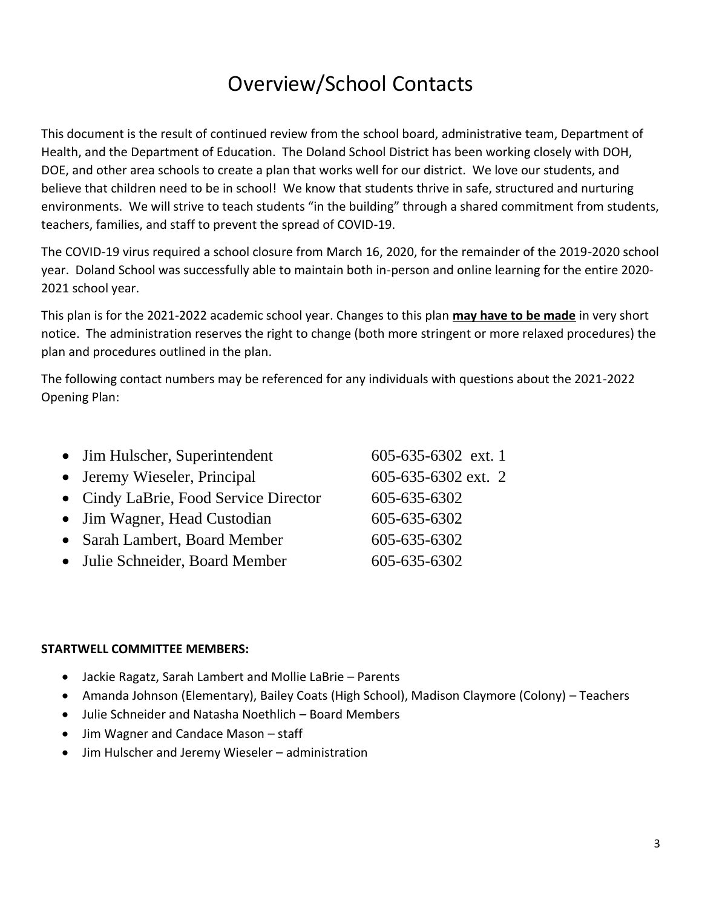# Overview/School Contacts

This document is the result of continued review from the school board, administrative team, Department of Health, and the Department of Education. The Doland School District has been working closely with DOH, DOE, and other area schools to create a plan that works well for our district. We love our students, and believe that children need to be in school! We know that students thrive in safe, structured and nurturing environments. We will strive to teach students "in the building" through a shared commitment from students, teachers, families, and staff to prevent the spread of COVID-19.

The COVID-19 virus required a school closure from March 16, 2020, for the remainder of the 2019-2020 school year. Doland School was successfully able to maintain both in-person and online learning for the entire 2020-2021 school year.

This plan is for the 2021-2022 academic school year. Changes to this plan **may have to be made** in very short notice. The administration reserves the right to change (both more stringent or more relaxed procedures) the plan and procedures outlined in the plan.

The following contact numbers may be referenced for any individuals with questions about the 2021-2022 Opening Plan:

- Jim Hulscher, Superintendent 605-635-6302 ext. 1
- Jeremy Wieseler, Principal 605-635-6302 ext. 2
- Cindy LaBrie, Food Service Director 605-635-6302
- Jim Wagner, Head Custodian 605-635-6302
- Sarah Lambert, Board Member 605-635-6302
- Julie Schneider, Board Member 605-635-6302

**STARTWELL COMMITTEE MEMBERS:**

- Jackie Ragatz, Sarah Lambert and Mollie LaBrie – Parents
- Amanda Johnson (Elementary), Bailey Coats (High School), Madison Claymore (Colony) – Teachers
- Julie Schneider and Natasha Noethlich – Board Members
- Jim Wagner and Candace Mason – staff
- Jim Hulscher and Jeremy Wieseler – administration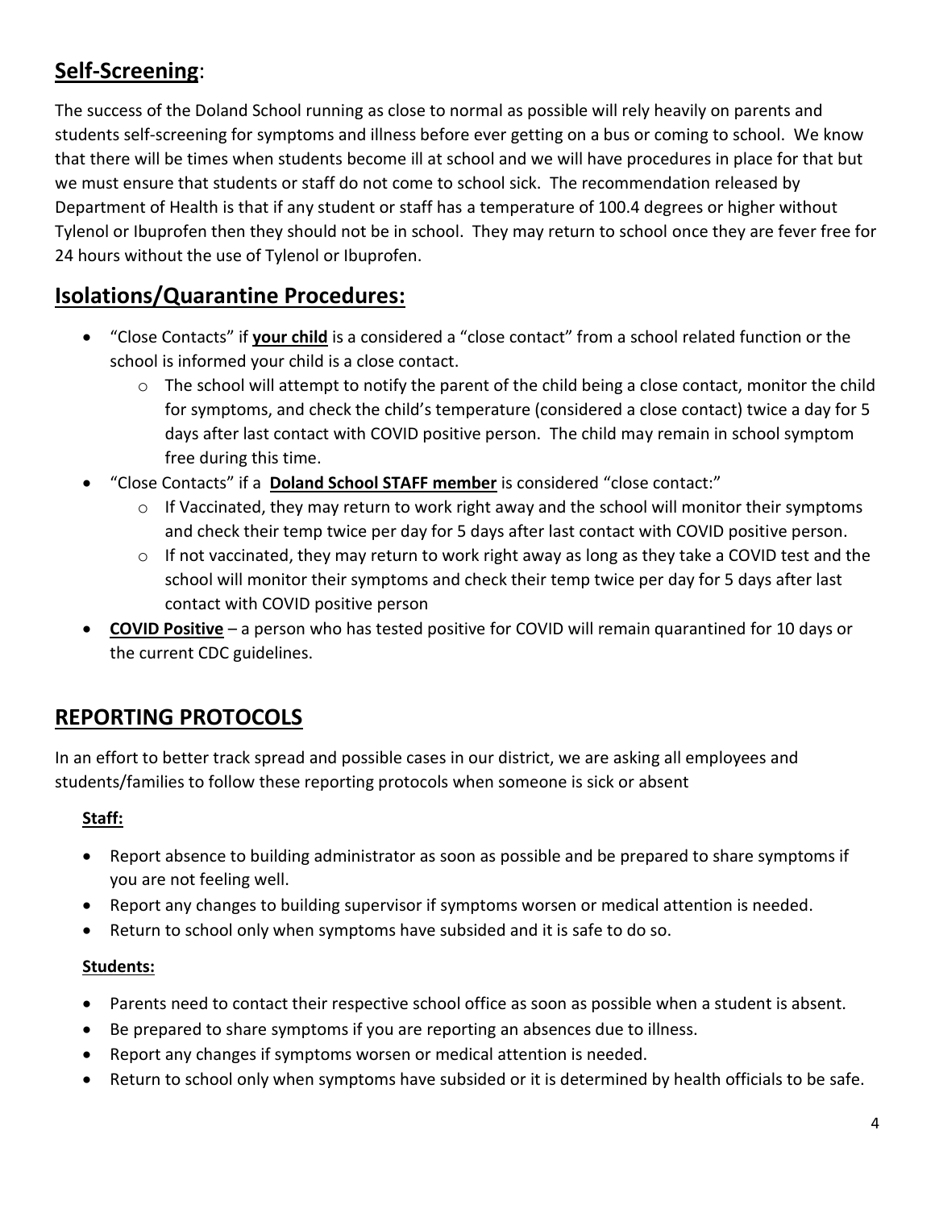## **Self-Screening**:

The success of the Doland School running as close to normal as possible will rely heavily on parents and students self-screening for symptoms and illness before ever getting on a bus or coming to school. We know that there will be times when students become ill at school and we will have procedures in place for that but we must ensure that students or staff do not come to school sick. The recommendation released by Department of Health is that if any student or staff has a temperature of 100.4 degrees or higher without Tylenol or Ibuprofen then they should not be in school. They may return to school once they are fever free for 24 hours without the use of Tylenol or Ibuprofen.

## **Isolations/Quarantine Procedures:**

- "Close Contacts" if **your child** is a considered a "close contact" from a school related function or the school is informed your child is a close contact.
  - The school will attempt to notify the parent of the child being a close contact, monitor the child for symptoms, and check the child's temperature (considered a close contact) twice a day for 5 days after last contact with COVID positive person. The child may remain in school symptom free during this time.
- "Close Contacts" if a **Doland School STAFF member** is considered "close contact:"
  - If Vaccinated, they may return to work right away and the school will monitor their symptoms and check their temp twice per day for 5 days after last contact with COVID positive person.
  - If not vaccinated, they may return to work right away as long as they take a COVID test and the school will monitor their symptoms and check their temp twice per day for 5 days after last contact with COVID positive person
- **COVID Positive** – a person who has tested positive for COVID will remain quarantined for 10 days or the current CDC guidelines.

## **REPORTING PROTOCOLS**

In an effort to better track spread and possible cases in our district, we are asking all employees and students/families to follow these reporting protocols when someone is sick or absent

### **Staff:**

- Report absence to building administrator as soon as possible and be prepared to share symptoms if you are not feeling well.
- Report any changes to building supervisor if symptoms worsen or medical attention is needed.
- Return to school only when symptoms have subsided and it is safe to do so.

### **Students:**

- Parents need to contact their respective school office as soon as possible when a student is absent.
- Be prepared to share symptoms if you are reporting an absences due to illness.
- Report any changes if symptoms worsen or medical attention is needed.
- Return to school only when symptoms have subsided or it is determined by health officials to be safe.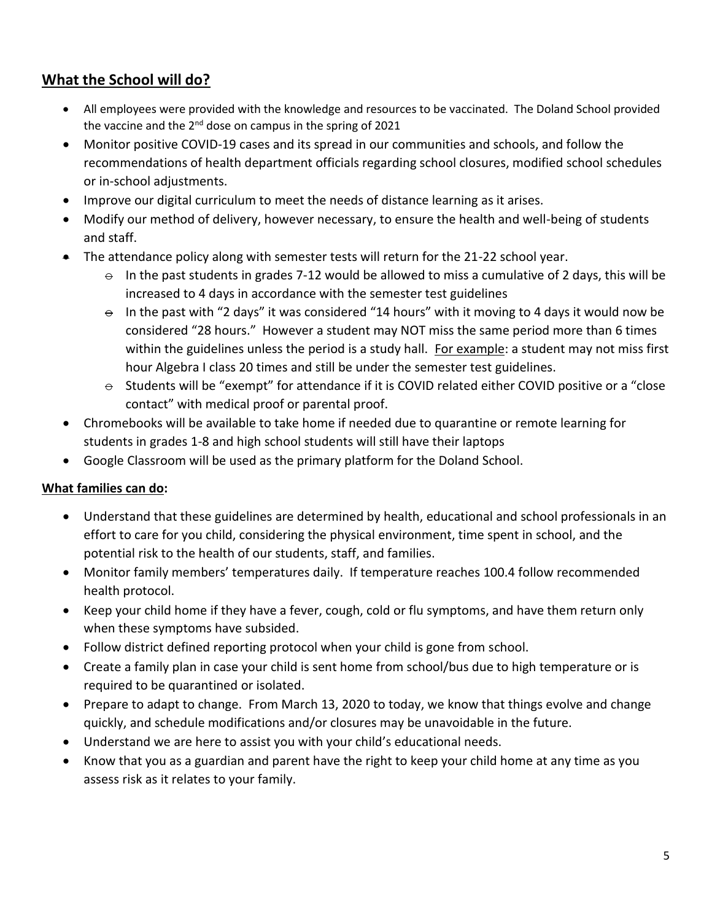## What the School will do?

- All employees were provided with the knowledge and resources to be vaccinated. The Doland School provided the vaccine and the 2nd dose on campus in the spring of 2021
- Monitor positive COVID-19 cases and its spread in our communities and schools, and follow the recommendations of health department officials regarding school closures, modified school schedules or in-school adjustments.
- Improve our digital curriculum to meet the needs of distance learning as it arises.
- Modify our method of delivery, however necessary, to ensure the health and well-being of students and staff.
- The attendance policy along with semester tests will return for the 21-22 school year.
  - In the past students in grades 7-12 would be allowed to miss a cumulative of 2 days, this will be increased to 4 days in accordance with the semester test guidelines
  - In the past with "2 days" it was considered "14 hours" with it moving to 4 days it would now be considered "28 hours." However a student may NOT miss the same period more than 6 times within the guidelines unless the period is a study hall. For example: a student may not miss first hour Algebra I class 20 times and still be under the semester test guidelines.
  - Students will be "exempt" for attendance if it is COVID related either COVID positive or a "close contact" with medical proof or parental proof.
- Chromebooks will be available to take home if needed due to quarantine or remote learning for students in grades 1-8 and high school students will still have their laptops
- Google Classroom will be used as the primary platform for the Doland School.

**What families can do:**

- Understand that these guidelines are determined by health, educational and school professionals in an effort to care for you child, considering the physical environment, time spent in school, and the potential risk to the health of our students, staff, and families.
- Monitor family members' temperatures daily. If temperature reaches 100.4 follow recommended health protocol.
- Keep your child home if they have a fever, cough, cold or flu symptoms, and have them return only when these symptoms have subsided.
- Follow district defined reporting protocol when your child is gone from school.
- Create a family plan in case your child is sent home from school/bus due to high temperature or is required to be quarantined or isolated.
- Prepare to adapt to change. From March 13, 2020 to today, we know that things evolve and change quickly, and schedule modifications and/or closures may be unavoidable in the future.
- Understand we are here to assist you with your child's educational needs.
- Know that you as a guardian and parent have the right to keep your child home at any time as you assess risk as it relates to your family.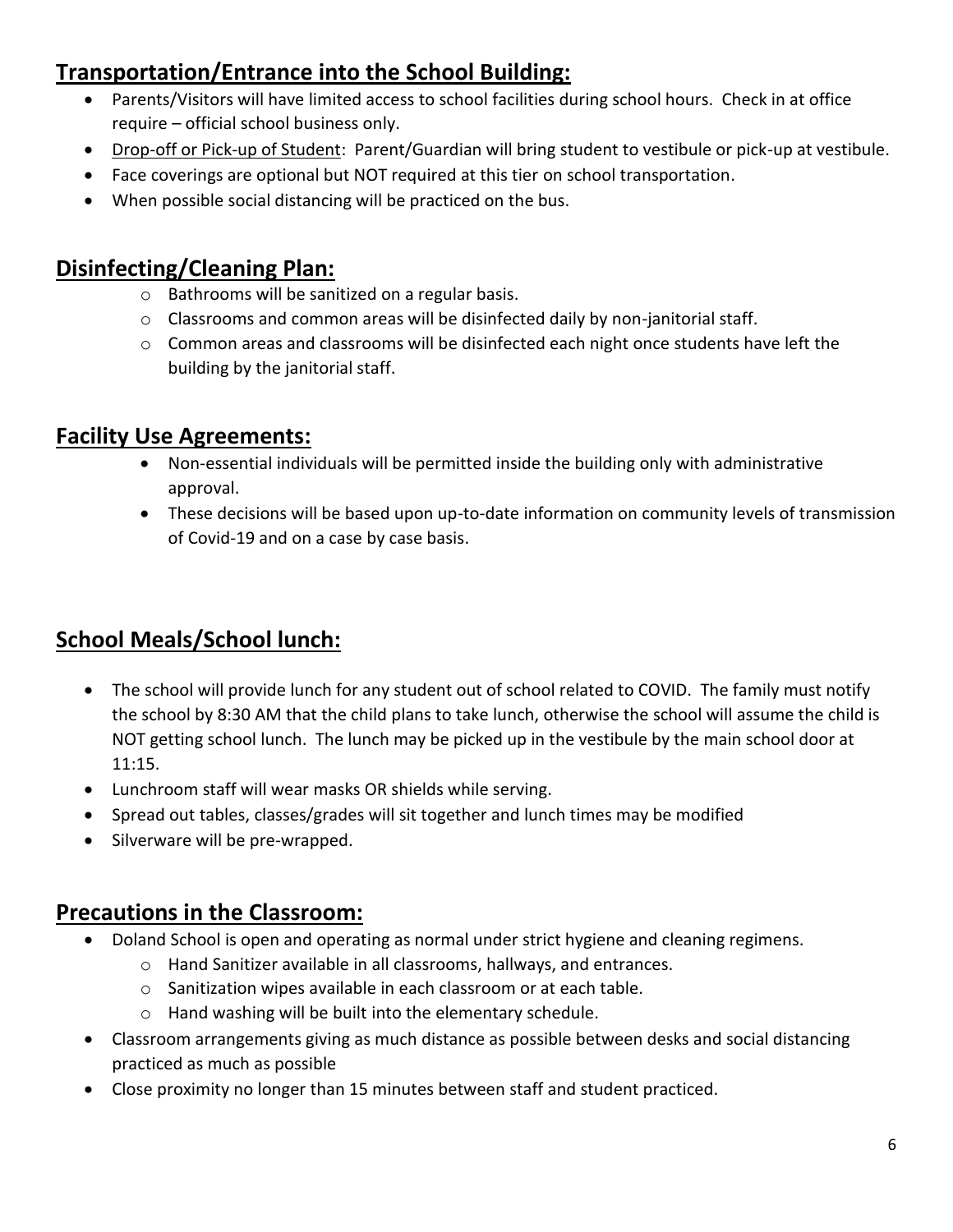## Transportation/Entrance into the School Building:

- Parents/Visitors will have limited access to school facilities during school hours. Check in at office require – official school business only.
- Drop-off or Pick-up of Student: Parent/Guardian will bring student to vestibule or pick-up at vestibule.
- Face coverings are optional but NOT required at this tier on school transportation.
- When possible social distancing will be practiced on the bus.

## Disinfecting/Cleaning Plan:

- Bathrooms will be sanitized on a regular basis.
- Classrooms and common areas will be disinfected daily by non-janitorial staff.
- Common areas and classrooms will be disinfected each night once students have left the building by the janitorial staff.

## Facility Use Agreements:

- Non-essential individuals will be permitted inside the building only with administrative approval.
- These decisions will be based upon up-to-date information on community levels of transmission of Covid-19 and on a case by case basis.

## School Meals/School lunch:

- The school will provide lunch for any student out of school related to COVID. The family must notify the school by 8:30 AM that the child plans to take lunch, otherwise the school will assume the child is NOT getting school lunch. The lunch may be picked up in the vestibule by the main school door at 11:15.
- Lunchroom staff will wear masks OR shields while serving.
- Spread out tables, classes/grades will sit together and lunch times may be modified
- Silverware will be pre-wrapped.

## Precautions in the Classroom:

- Doland School is open and operating as normal under strict hygiene and cleaning regimens.
  - Hand Sanitizer available in all classrooms, hallways, and entrances.
  - Sanitization wipes available in each classroom or at each table.
  - Hand washing will be built into the elementary schedule.
- Classroom arrangements giving as much distance as possible between desks and social distancing practiced as much as possible
- Close proximity no longer than 15 minutes between staff and student practiced.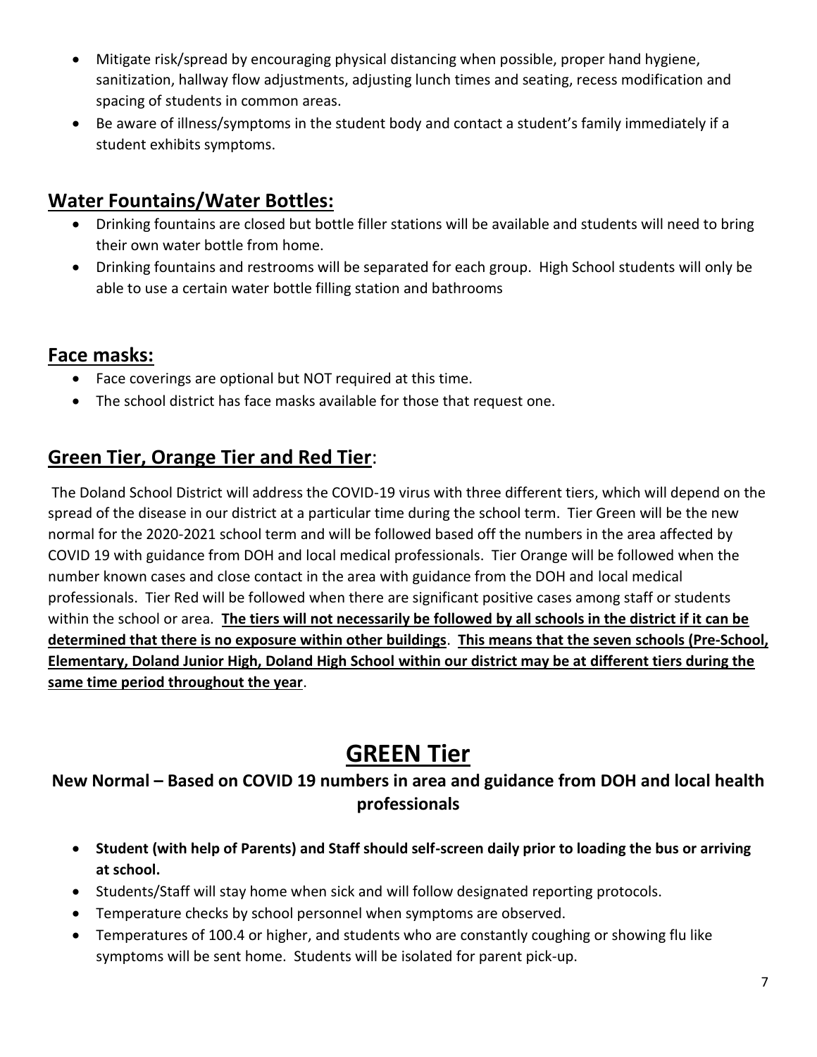- Mitigate risk/spread by encouraging physical distancing when possible, proper hand hygiene, sanitization, hallway flow adjustments, adjusting lunch times and seating, recess modification and spacing of students in common areas.
- Be aware of illness/symptoms in the student body and contact a student's family immediately if a student exhibits symptoms.

## **Water Fountains/Water Bottles:**

- Drinking fountains are closed but bottle filler stations will be available and students will need to bring their own water bottle from home.
- Drinking fountains and restrooms will be separated for each group. High School students will only be able to use a certain water bottle filling station and bathrooms

## **Face masks:**

- Face coverings are optional but NOT required at this time.
- The school district has face masks available for those that request one.

## **Green Tier, Orange Tier and Red Tier**:

The Doland School District will address the COVID-19 virus with three different tiers, which will depend on the spread of the disease in our district at a particular time during the school term. Tier Green will be the new normal for the 2020-2021 school term and will be followed based off the numbers in the area affected by COVID 19 with guidance from DOH and local medical professionals. Tier Orange will be followed when the number known cases and close contact in the area with guidance from the DOH and local medical professionals. Tier Red will be followed when there are significant positive cases among staff or students within the school or area. **The tiers will not necessarily be followed by all schools in the district if it can be determined that there is no exposure within other buildings**. **This means that the seven schools (Pre-School, Elementary, Doland Junior High, Doland High School within our district may be at different tiers during the same time period throughout the year**.

# **GREEN Tier**

### New Normal – Based on COVID 19 numbers in area and guidance from DOH and local health professionals

- **Student (with help of Parents) and Staff should self-screen daily prior to loading the bus or arriving at school.**
- Students/Staff will stay home when sick and will follow designated reporting protocols.
- Temperature checks by school personnel when symptoms are observed.
- Temperatures of 100.4 or higher, and students who are constantly coughing or showing flu like symptoms will be sent home. Students will be isolated for parent pick-up.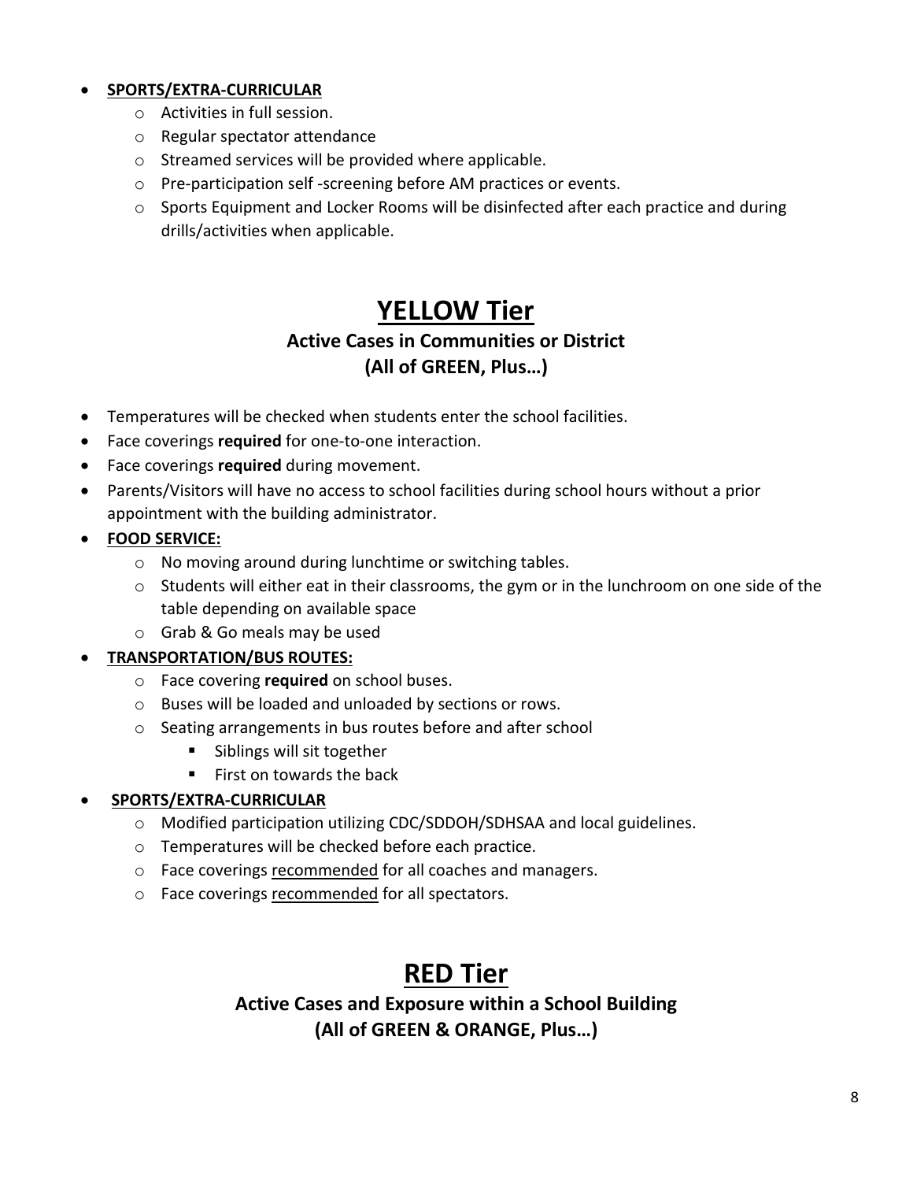- **SPORTS/EXTRA-CURRICULAR**
    - Activities in full session.
    - Regular spectator attendance
    - Streamed services will be provided where applicable.
    - Pre-participation self -screening before AM practices or events.
    - Sports Equipment and Locker Rooms will be disinfected after each practice and during drills/activities when applicable.

# YELLOW Tier

### Active Cases in Communities or District
### (All of GREEN, Plus…)

- Temperatures will be checked when students enter the school facilities.
- Face coverings **required** for one-to-one interaction.
- Face coverings **required** during movement.
- Parents/Visitors will have no access to school facilities during school hours without a prior appointment with the building administrator.
- **FOOD SERVICE:**
    - No moving around during lunchtime or switching tables.
    - Students will either eat in their classrooms, the gym or in the lunchroom on one side of the table depending on available space
    - Grab & Go meals may be used
- **TRANSPORTATION/BUS ROUTES:**
    - Face covering **required** on school buses.
    - Buses will be loaded and unloaded by sections or rows.
    - Seating arrangements in bus routes before and after school
        - Siblings will sit together
        - First on towards the back
- **SPORTS/EXTRA-CURRICULAR**
    - Modified participation utilizing CDC/SDDOH/SDHSAA and local guidelines.
    - Temperatures will be checked before each practice.
    - Face coverings recommended for all coaches and managers.
    - Face coverings recommended for all spectators.

# RED Tier

### Active Cases and Exposure within a School Building
### (All of GREEN & ORANGE, Plus…)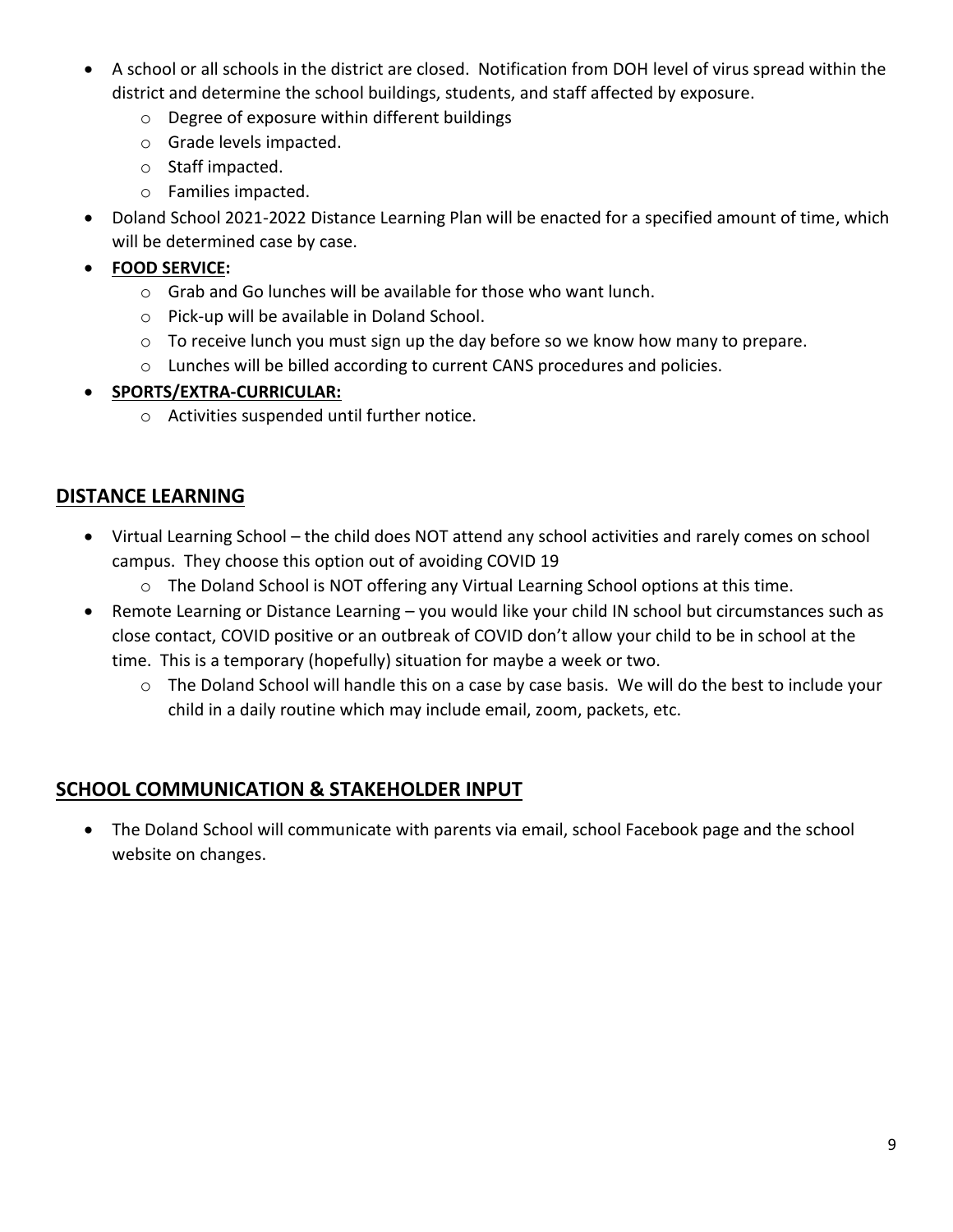- A school or all schools in the district are closed. Notification from DOH level of virus spread within the district and determine the school buildings, students, and staff affected by exposure.
    - Degree of exposure within different buildings
    - Grade levels impacted.
    - Staff impacted.
    - Families impacted.
- Doland School 2021-2022 Distance Learning Plan will be enacted for a specified amount of time, which will be determined case by case.
- **FOOD SERVICE:**
    - Grab and Go lunches will be available for those who want lunch.
    - Pick-up will be available in Doland School.
    - To receive lunch you must sign up the day before so we know how many to prepare.
    - Lunches will be billed according to current CANS procedures and policies.
- **SPORTS/EXTRA-CURRICULAR:**
    - Activities suspended until further notice.

## DISTANCE LEARNING

- Virtual Learning School – the child does NOT attend any school activities and rarely comes on school campus. They choose this option out of avoiding COVID 19
    - The Doland School is NOT offering any Virtual Learning School options at this time.
- Remote Learning or Distance Learning – you would like your child IN school but circumstances such as close contact, COVID positive or an outbreak of COVID don't allow your child to be in school at the time. This is a temporary (hopefully) situation for maybe a week or two.
    - The Doland School will handle this on a case by case basis. We will do the best to include your child in a daily routine which may include email, zoom, packets, etc.

## SCHOOL COMMUNICATION & STAKEHOLDER INPUT

- The Doland School will communicate with parents via email, school Facebook page and the school website on changes.